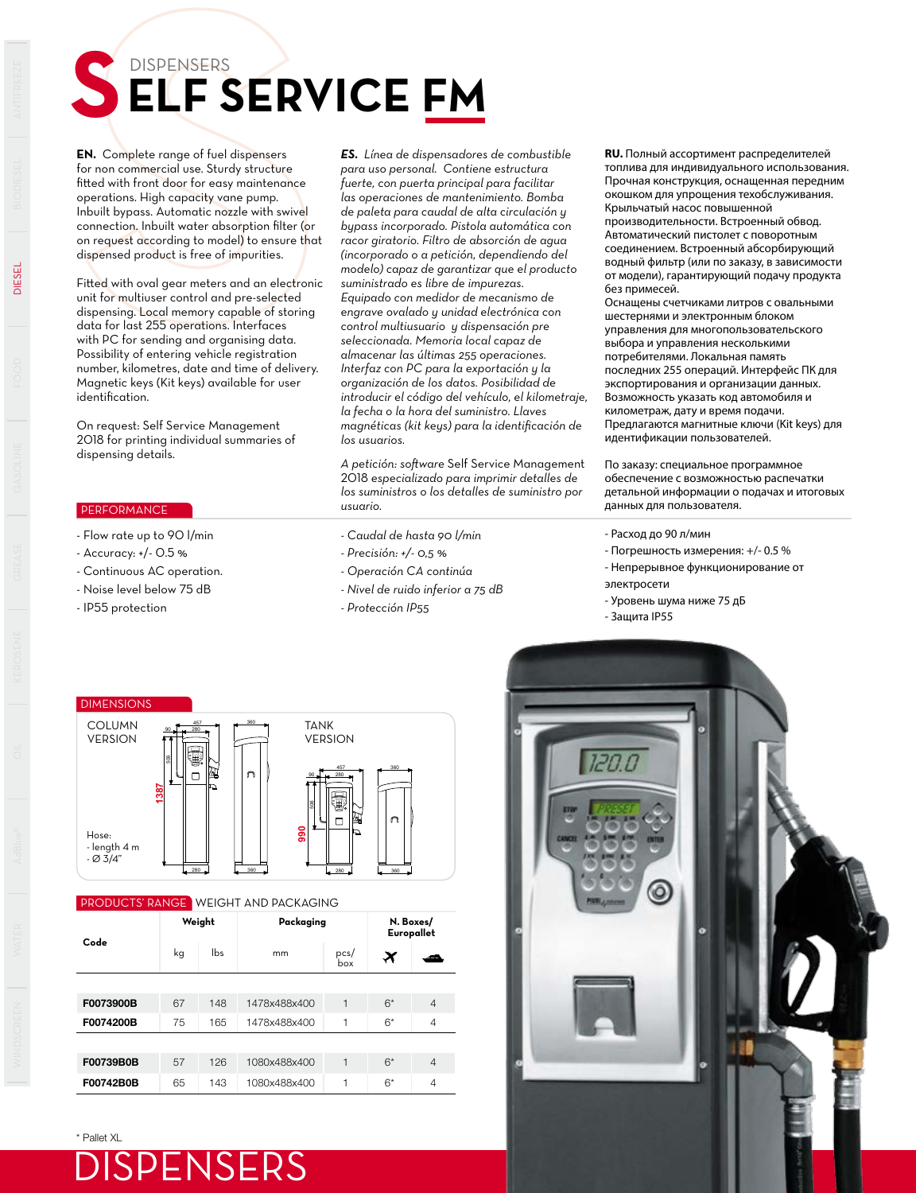# DISPENSERS
# SELF SERVICE FM

**EN.** Complete range of fuel dispensers for non commercial use. Sturdy structure fitted with front door for easy maintenance operations. High capacity vane pump. Inbuilt bypass. Automatic nozzle with swivel connection. Inbuilt water absorption filter (or on request according to model) to ensure that dispensed product is free of impurities.

Fitted with oval gear meters and an electronic unit for multiuser control and pre-selected dispensing. Local memory capable of storing data for last 255 operations. Interfaces with PC for sending and organising data. Possibility of entering vehicle registration number, kilometres, date and time of delivery. Magnetic keys (Kit keys) available for user identification.

On request: Self Service Management 2018 for printing individual summaries of dispensing details.

***ES.*** *Línea de dispensadores de combustible para uso personal. Contiene estructura fuerte, con puerta principal para facilitar las operaciones de mantenimiento. Bomba de paleta para caudal de alta circulación y bypass incorporado. Pistola automática con racor giratorio. Filtro de absorción de agua (incorporado o a petición, dependiendo del modelo) capaz de garantizar que el producto suministrado es libre de impurezas. Equipado con medidor de mecanismo de engrave ovalado y unidad electrónica con control multiusuario y dispensación pre seleccionada. Memoria local capaz de almacenar las últimas 255 operaciones. Interfaz con PC para la exportación y la organización de los datos. Posibilidad de introducir el código del vehículo, el kilometraje, la fecha o la hora del suministro. Llaves magnéticas (kit keys) para la identificación de los usuarios.*

*A petición: software Self Service Management 2018 especializado para imprimir detalles de los suministros o los detalles de suministro por usuario.*

**RU.** Полный ассортимент распределителей топлива для индивидуального использования. Прочная конструкция, оснащенная передним окошком для упрощения техобслуживания. Крыльчатый насос повышенной производительности. Встроенный обвод. Автоматический пистолет с поворотным соединением. Встроенный абсорбирующий водный фильтр (или по заказу, в зависимости от модели), гарантирующий подачу продукта без примесей.
Оснащены счетчиками литров с овальными шестернями и электронным блоком управления для многопользовательского выбора и управления несколькими потребителями. Локальная память последних 255 операций. Интерфейс ПК для экспортирования и организации данных. Возможность указать код автомобиля и километраж, дату и время подачи. Предлагаются магнитные ключи (Kit keys) для идентификации пользователей.

По заказу: специальное программное обеспечение с возможностью распечатки детальной информации о подачах и итоговых данных для пользователя.

## PERFORMANCE

- Flow rate up to 90 l/min
- Accuracy: +/- 0.5 %
- Continuous AC operation.
- Noise level below 75 dB
- IP55 protection

- *Caudal de hasta 90 l/min*
- *Precisión: +/- 0,5 %*
- *Operación CA continúa*
- *Nivel de ruido inferior a 75 dB*
- *Protección IP55*

- Расход до 90 л/мин
- Погрешность измерения: +/- 0.5 %
- Непрерывное функционирование от электросети
- Уровень шума ниже 75 дБ
- Защита IP55

## DIMENSIONS

COLUMN VERSION

TANK VERSION

Hose:
- length 4 m
- Ø 3/4"

## PRODUCTS' RANGE WEIGHT AND PACKAGING

| Code | Weight | | Packaging | | N. Boxes/ Europallet | |
|---|---|---|---|---|---|---|
| | kg | lbs | mm | pcs/ box | ✈ | 🚢 |
| F0073900B | 67 | 148 | 1478x488x400 | 1 | 6* | 4 |
| F0074200B | 75 | 165 | 1478x488x400 | 1 | 6* | 4 |
| F00739B0B | 57 | 126 | 1080x488x400 | 1 | 6* | 4 |
| F00742B0B | 65 | 143 | 1080x488x400 | 1 | 6* | 4 |

\* Pallet XL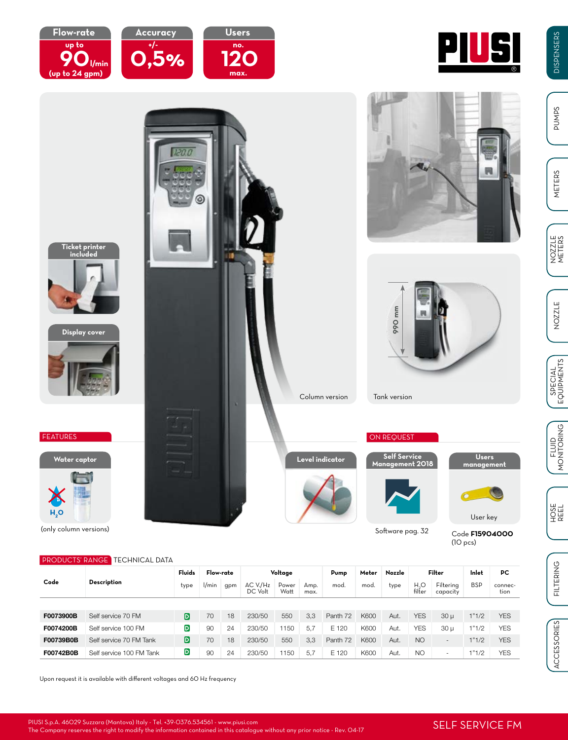**Flow-rate** up to **90** l/min (up to 24 gpm)

**Accuracy** +/- **0,5%**

**Users** no. **120** max.

PIUSI®

Ticket printer included

Display cover

Column version

Tank version

990 mm

## FEATURES

**Water captor**

$H_2O$

(only column versions)

**Level indicator**

## ON REQUEST

**Self Service Management 2018**

Software pag. 32

**Users management**

User key

Code **F15904000** (10 pcs)

## PRODUCTS' RANGE TECHNICAL DATA

| Code | Description | Fluids | Flow-rate | | Voltage | | | Pump | Meter | Nozzle | Filter | | Inlet | PC |
|---|---|---|---|---|---|---|---|---|---|---|---|---|---|---|
| | | type | l/min | gpm | AC V./Hz DC Volt | Power Watt | Amp. max. | mod. | mod. | type | $H_2O$ filter | Filtering capacity | BSP | connec-tion |
| **F0073900B** | Self service 70 FM | D | 70 | 18 | 230/50 | 550 | 3,3 | Panth 72 | K600 | Aut. | YES | 30 µ | 1"1/2 | YES |
| **F0074200B** | Self service 100 FM | D | 90 | 24 | 230/50 | 1150 | 5,7 | E 120 | K600 | Aut. | YES | 30 µ | 1"1/2 | YES |
| **F00739B0B** | Self service 70 FM Tank | D | 70 | 18 | 230/50 | 550 | 3,3 | Panth 72 | K600 | Aut. | NO | - | 1"1/2 | YES |
| **F00742B0B** | Self service 100 FM Tank | D | 90 | 24 | 230/50 | 1150 | 5,7 | E 120 | K600 | Aut. | NO | - | 1"1/2 | YES |

Upon request it is available with different voltages and 60 Hz frequency

PIUSI S.p.A. 46029 Suzzara (Mantova) Italy - Tel. +39-0376.534561 - www.piusi.com
The Company reserves the right to modify the information contained in this catalogue without any prior notice - Rev. 04-17

SELF SERVICE FM